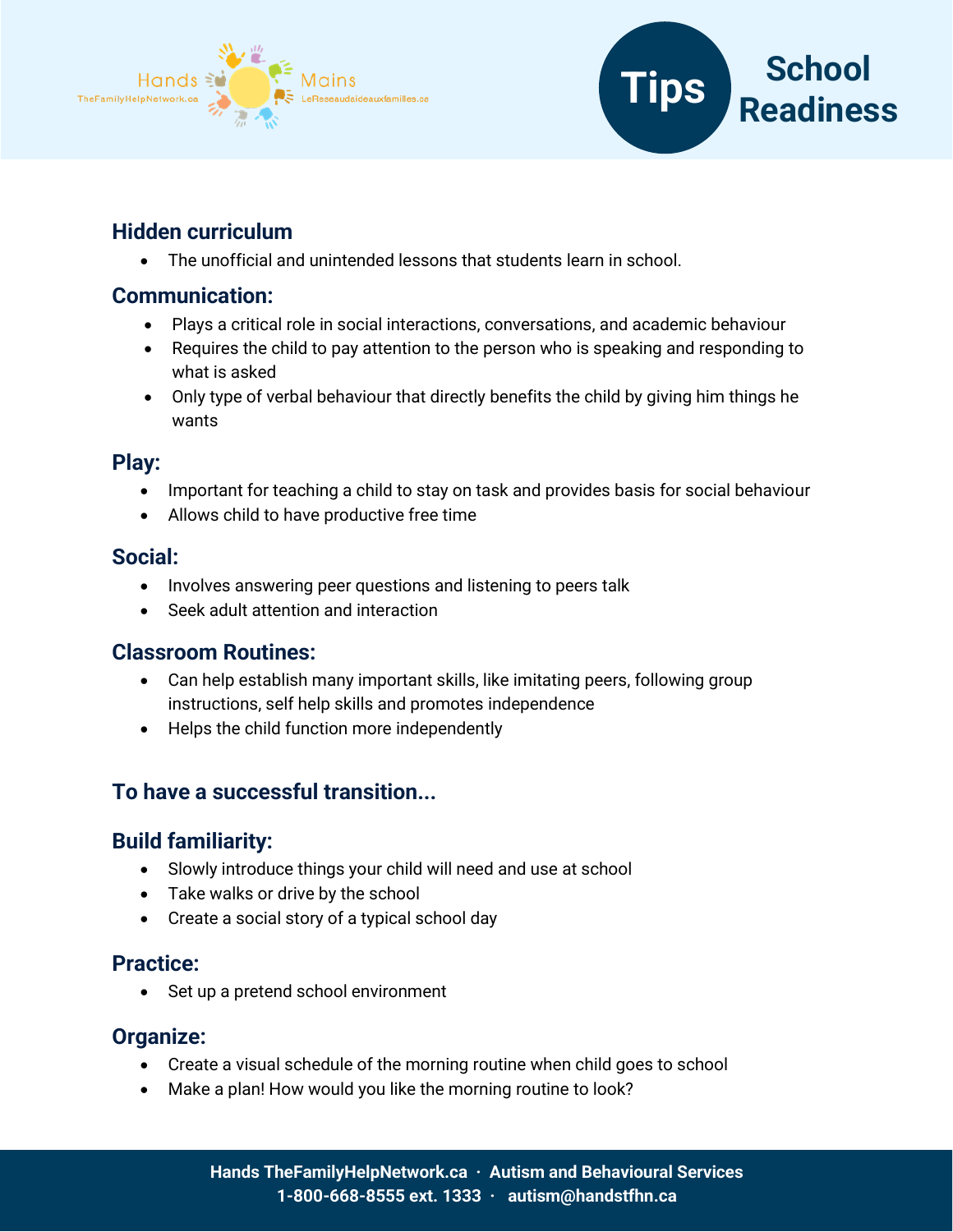# Tips School Readiness

### Hidden curriculum

- The unofficial and unintended lessons that students learn in school.

### Communication:

- Plays a critical role in social interactions, conversations, and academic behaviour
- Requires the child to pay attention to the person who is speaking and responding to what is asked
- Only type of verbal behaviour that directly benefits the child by giving him things he wants

### Play:

- Important for teaching a child to stay on task and provides basis for social behaviour
- Allows child to have productive free time

### Social:

- Involves answering peer questions and listening to peers talk
- Seek adult attention and interaction

### Classroom Routines:

- Can help establish many important skills, like imitating peers, following group instructions, self help skills and promotes independence
- Helps the child function more independently

## To have a successful transition...

### Build familiarity:

- Slowly introduce things your child will need and use at school
- Take walks or drive by the school
- Create a social story of a typical school day

### Practice:

- Set up a pretend school environment

### Organize:

- Create a visual schedule of the morning routine when child goes to school
- Make a plan! How would you like the morning routine to look?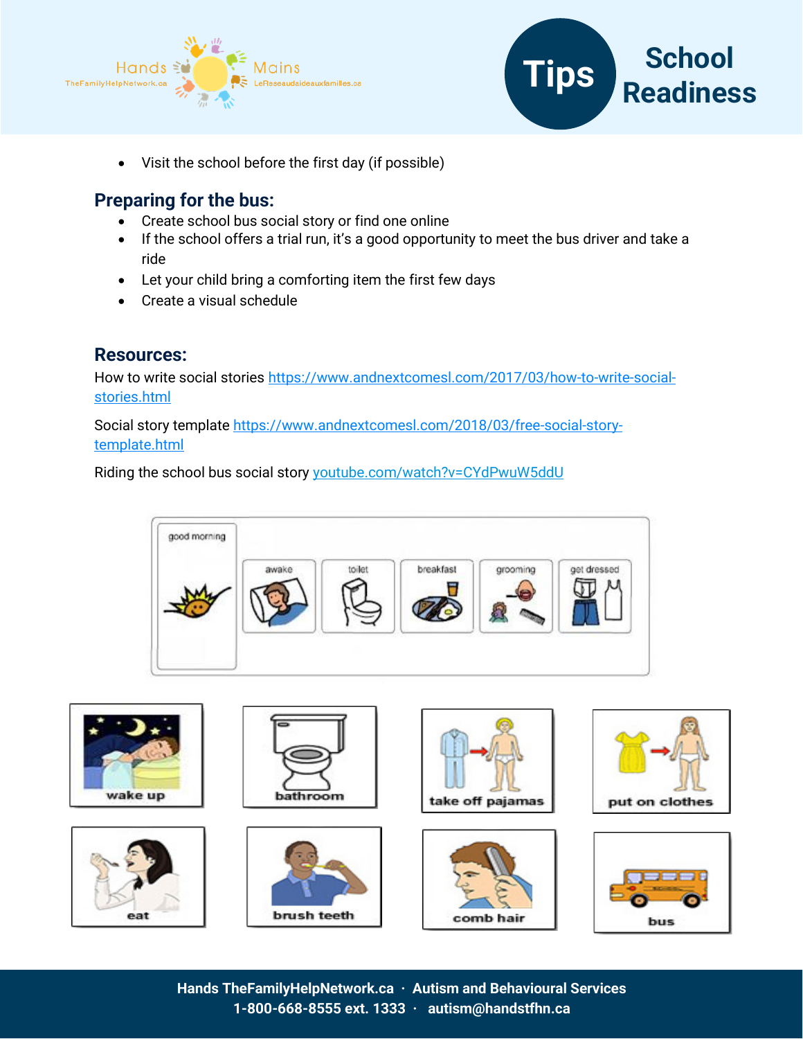- Visit the school before the first day (if possible)

## Preparing for the bus:

- Create school bus social story or find one online
- If the school offers a trial run, it's a good opportunity to meet the bus driver and take a ride
- Let your child bring a comforting item the first few days
- Create a visual schedule

## Resources:

How to write social stories https://www.andnextcomesl.com/2017/03/how-to-write-social-stories.html

Social story template https://www.andnextcomesl.com/2018/03/free-social-story-template.html

Riding the school bus social story youtube.com/watch?v=CYdPwuW5ddU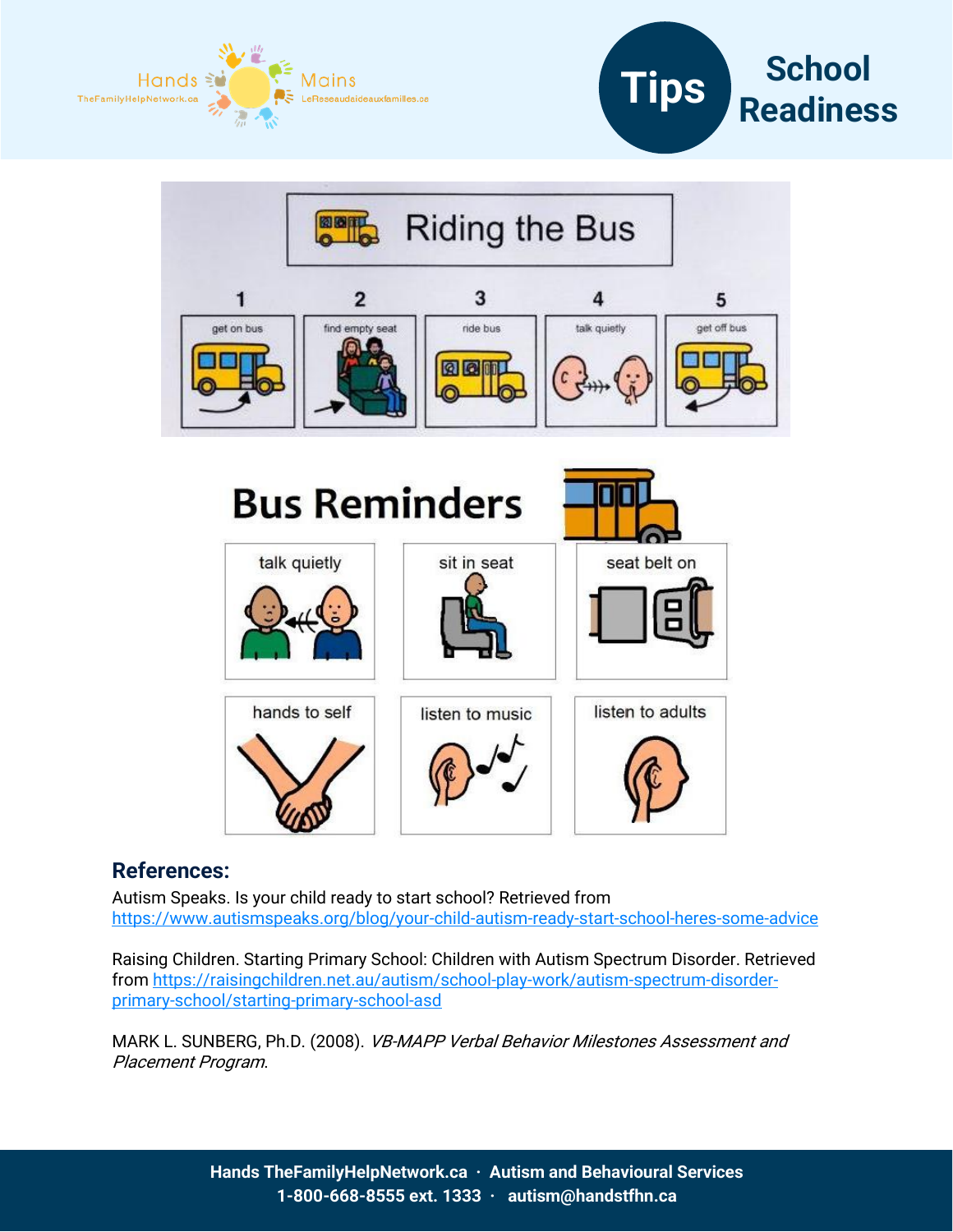# Riding the Bus

1 get on bus

2 find empty seat

3 ride bus

4 talk quietly

5 get off bus

# Bus Reminders

talk quietly

sit in seat

seat belt on

hands to self

listen to music

listen to adults

## References:

Autism Speaks. Is your child ready to start school? Retrieved from https://www.autismspeaks.org/blog/your-child-autism-ready-start-school-heres-some-advice

Raising Children. Starting Primary School: Children with Autism Spectrum Disorder. Retrieved from https://raisingchildren.net.au/autism/school-play-work/autism-spectrum-disorder-primary-school/starting-primary-school-asd

MARK L. SUNBERG, Ph.D. (2008). *VB-MAPP Verbal Behavior Milestones Assessment and Placement Program*.